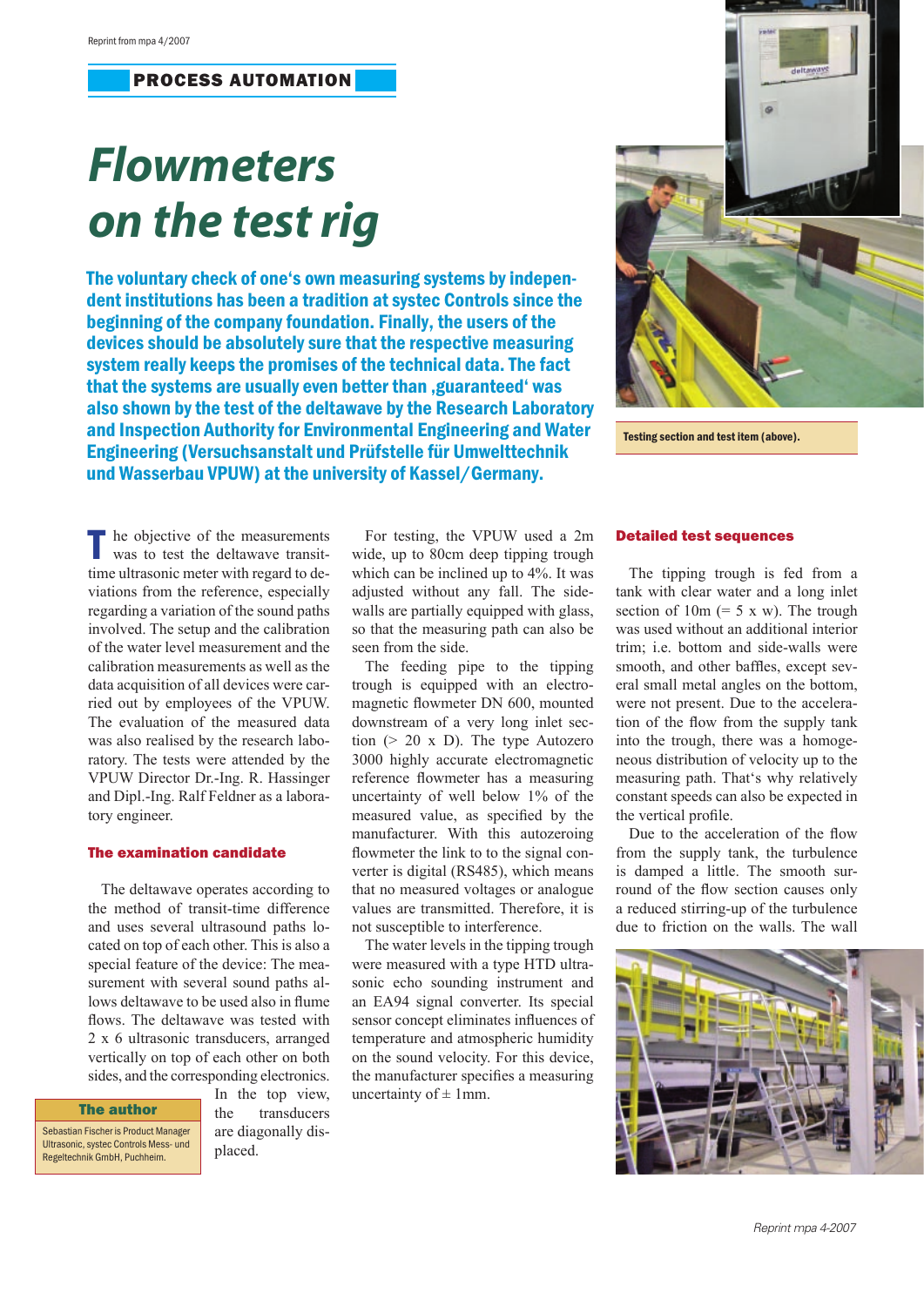PROCESS AUTOMATION

# Flowmeters on the test rig

**The voluntary check of one's own measuring systems by independent institutions has been a tradition at systec Controls since the beginning of the company foundation. Finally, the users of the devices should be absolutely sure that the respective measuring system really keeps the promises of the technical data. The fact that the systems are usually even better than ‚guaranteed' was also shown by the test of the deltawave by the Research Laboratory and Inspection Authority for Environmental Engineering and Water Engineering (Versuchsanstalt und Prüfstelle für Umwelttechnik und Wasserbau VPUW) at the university of Kassel/Germany.**

Testing section and test item (above).

The objective of the measurements was to test the deltawave transit-time ultrasonic meter with regard to deviations from the reference, especially regarding a variation of the sound paths involved. The setup and the calibration of the water level measurement and the calibration measurements as well as the data acquisition of all devices were carried out by employees of the VPUW. The evaluation of the measured data was also realised by the research laboratory. The tests were attended by the VPUW Director Dr.-Ing. R. Hassinger and Dipl.-Ing. Ralf Feldner as a laboratory engineer.

## The examination candidate

The deltawave operates according to the method of transit-time difference and uses several ultrasound paths located on top of each other. This is also a special feature of the device: The measurement with several sound paths allows deltawave to be used also in flume flows. The deltawave was tested with 2 x 6 ultrasonic transducers, arranged vertically on top of each other on both sides, and the corresponding electronics. In the top view, the transducers are diagonally displaced.

**The author**

Sebastian Fischer is Product Manager Ultrasonic, systec Controls Mess- und Regeltechnik GmbH, Puchheim.

For testing, the VPUW used a 2m wide, up to 80cm deep tipping trough which can be inclined up to 4%. It was adjusted without any fall. The sidewalls are partially equipped with glass, so that the measuring path can also be seen from the side.

The feeding pipe to the tipping trough is equipped with an electromagnetic flowmeter DN 600, mounted downstream of a very long inlet section (> 20 x D). The type Autozero 3000 highly accurate electromagnetic reference flowmeter has a measuring uncertainty of well below 1% of the measured value, as specified by the manufacturer. With this autozeroing flowmeter the link to to the signal converter is digital (RS485), which means that no measured voltages or analogue values are transmitted. Therefore, it is not susceptible to interference.

The water levels in the tipping trough were measured with a type HTD ultrasonic echo sounding instrument and an EA94 signal converter. Its special sensor concept eliminates influences of temperature and atmospheric humidity on the sound velocity. For this device, the manufacturer specifies a measuring uncertainty of ± 1mm.

## Detailed test sequences

The tipping trough is fed from a tank with clear water and a long inlet section of 10m (= 5 x w). The trough was used without an additional interior trim; i.e. bottom and side-walls were smooth, and other baffles, except several small metal angles on the bottom, were not present. Due to the acceleration of the flow from the supply tank into the trough, there was a homogeneous distribution of velocity up to the measuring path. That's why relatively constant speeds can also be expected in the vertical profile.

Due to the acceleration of the flow from the supply tank, the turbulence is damped a little. The smooth surround of the flow section causes only a reduced stirring-up of the turbulence due to friction on the walls. The wall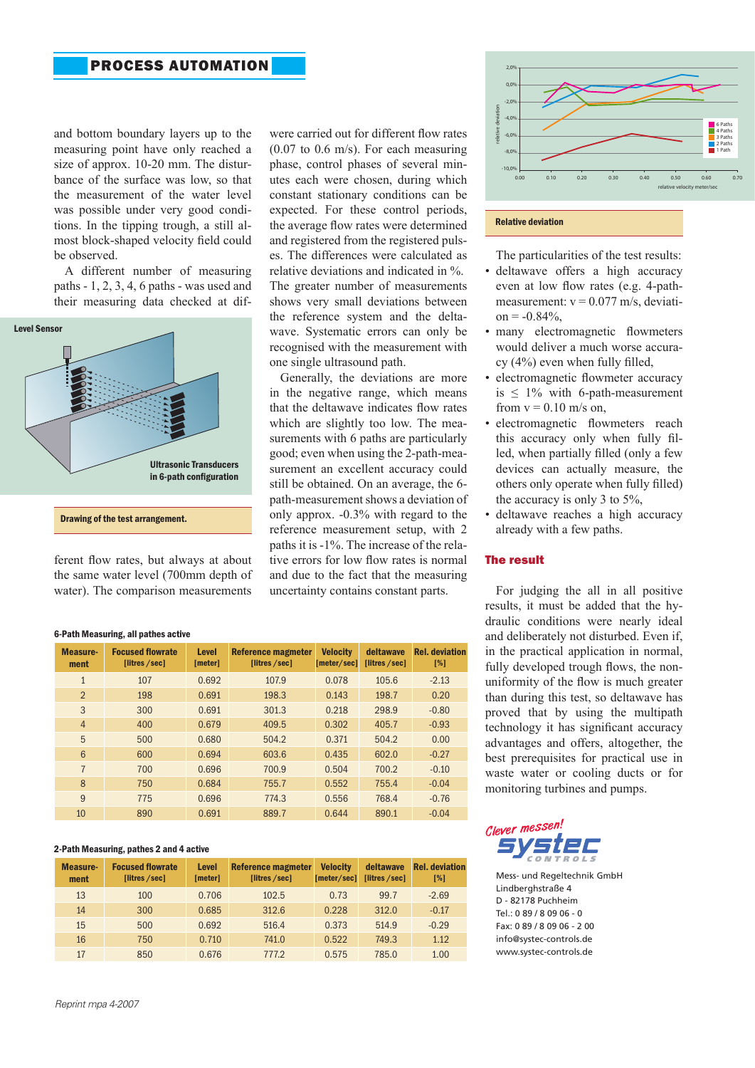and bottom boundary layers up to the measuring point have only reached a size of approx. 10-20 mm. The disturbance of the surface was low, so that the measurement of the water level was possible under very good conditions. In the tipping trough, a still almost block-shaped velocity field could be observed.

A different number of measuring paths - 1, 2, 3, 4, 6 paths - was used and their measuring data checked at different flow rates, but always at about the same water level (700mm depth of water). The comparison measurements were carried out for different flow rates (0.07 to 0.6 m/s). For each measuring phase, control phases of several minutes each were chosen, during which constant stationary conditions can be expected. For these control periods, the average flow rates were determined and registered from the registered pulses. The differences were calculated as relative deviations and indicated in %. The greater number of measurements shows very small deviations between the reference system and the deltawave. Systematic errors can only be recognised with the measurement with one single ultrasound path.

Generally, the deviations are more in the negative range, which means that the deltawave indicates flow rates which are slightly too low. The measurements with 6 paths are particularly good; even when using the 2-path-measurement an excellent accuracy could still be obtained. On an average, the 6-path-measurement shows a deviation of only approx. -0.3% with regard to the reference measurement setup, with 2 paths it is -1%. The increase of the relative errors for low flow rates is normal and due to the fact that the measuring uncertainty contains constant parts.

Level Sensor

Ultrasonic Transducers in 6-path configuration

**Drawing of the test arrangement.**

relative deviation

2,0%
0,0%
-2,0%
-4,0%
-6,0%
-8,0%
-10,0%

0.00 0.10 0.20 0.30 0.40 0.50 0.60 0.70

relative velocity meter/sec

6 Paths
4 Paths
3 Paths
2 Paths
1 Path

**Relative deviation**

The particularities of the test results:

- deltawave offers a high accuracy even at low flow rates (e.g. 4-path-measurement: v = 0.077 m/s, deviation = -0.84%,
- many electromagnetic flowmeters would deliver a much worse accuracy (4%) even when fully filled,
- electromagnetic flowmeter accuracy is ≤ 1% with 6-path-measurement from v = 0.10 m/s on,
- electromagnetic flowmeters reach this accuracy only when fully filled, when partially filled (only a few devices can actually measure, the others only operate when fully filled) the accuracy is only 3 to 5%,
- deltawave reaches a high accuracy already with a few paths.

## The result

For judging the all in all positive results, it must be added that the hydraulic conditions were nearly ideal and deliberately not disturbed. Even if, in the practical application in normal, fully developed trough flows, the non-uniformity of the flow is much greater than during this test, so deltawave has proved that by using the multipath technology it has significant accuracy advantages and offers, altogether, the best prerequisites for practical use in waste water or cooling ducts or for monitoring turbines and pumps.

**6-Path Measuring, all pathes active**

| Measurement | Focused flowrate [litres/sec] | Level [meter] | Reference magmeter [litres/sec] | Velocity [meter/sec] | deltawave [litres/sec] | Rel. deviation [%] |
|---|---|---|---|---|---|---|
| 1 | 107 | 0.692 | 107.9 | 0.078 | 105.6 | -2.13 |
| 2 | 198 | 0.691 | 198.3 | 0.143 | 198.7 | 0.20 |
| 3 | 300 | 0.691 | 301.3 | 0.218 | 298.9 | -0.80 |
| 4 | 400 | 0.679 | 409.5 | 0.302 | 405.7 | -0.93 |
| 5 | 500 | 0.680 | 504.2 | 0.371 | 504.2 | 0.00 |
| 6 | 600 | 0.694 | 603.6 | 0.435 | 602.0 | -0.27 |
| 7 | 700 | 0.696 | 700.9 | 0.504 | 700.2 | -0.10 |
| 8 | 750 | 0.684 | 755.7 | 0.552 | 755.4 | -0.04 |
| 9 | 775 | 0.696 | 774.3 | 0.556 | 768.4 | -0.76 |
| 10 | 890 | 0.691 | 889.7 | 0.644 | 890.1 | -0.04 |

**2-Path Measuring, pathes 2 and 4 active**

| Measurement | Focused flowrate [litres/sec] | Level [meter] | Reference magmeter [litres/sec] | Velocity [meter/sec] | deltawave [litres/sec] | Rel. deviation [%] |
|---|---|---|---|---|---|---|
| 13 | 100 | 0.706 | 102.5 | 0.73 | 99.7 | -2.69 |
| 14 | 300 | 0.685 | 312.6 | 0.228 | 312.0 | -0.17 |
| 15 | 500 | 0.692 | 516.4 | 0.373 | 514.9 | -0.29 |
| 16 | 750 | 0.710 | 741.0 | 0.522 | 749.3 | 1.12 |
| 17 | 850 | 0.676 | 777.2 | 0.575 | 785.0 | 1.00 |

*Clever messen!*
systec CONTROLS

Mess- und Regeltechnik GmbH
Lindberghstraße 4
D - 82178 Puchheim
Tel.: 0 89 / 8 09 06 - 0
Fax: 0 89 / 8 09 06 - 2 00
info@systec-controls.de
www.systec-controls.de

*Reprint mpa 4-2007*